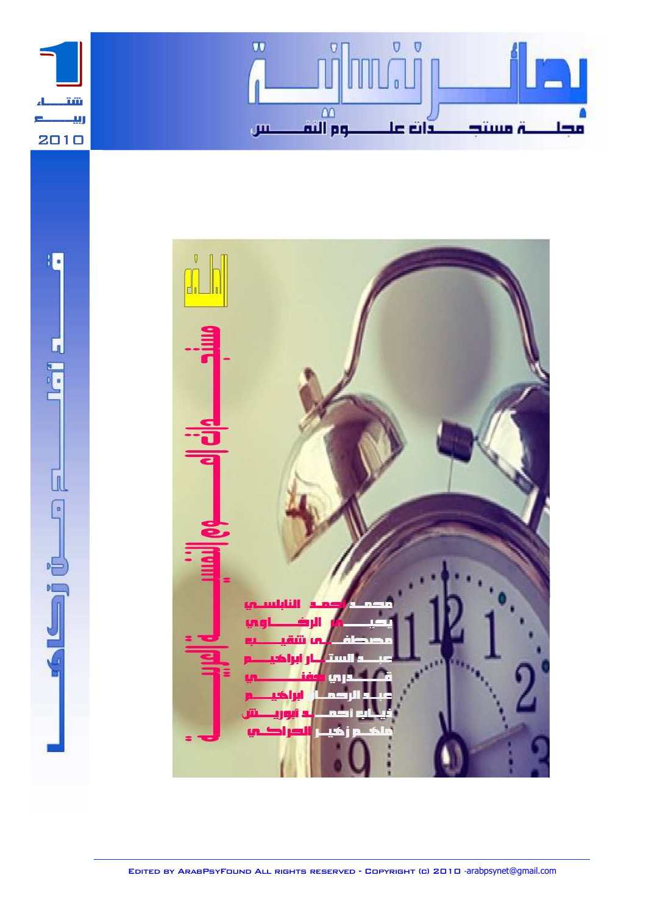# بصائر نفسانية

## مجلة مستجدات علوم النفس

1

شتاء ربيع 2010

قضايا معاصرة

الملف

## مستجدات العلوم النفسية العربية

محمد أحمد النابلسي

يحيى الرخاوي

مصطفى شقيب

عبد الستار ابراهيم

قدري حفني

عبد الرحمان ابراهيم

ذياب أحمد أبوريش

ملهم زهير العراكي

Edited by ArabPsyFound All rights reserved - Copyright (c) 2010 -arabpsynet@gmail.com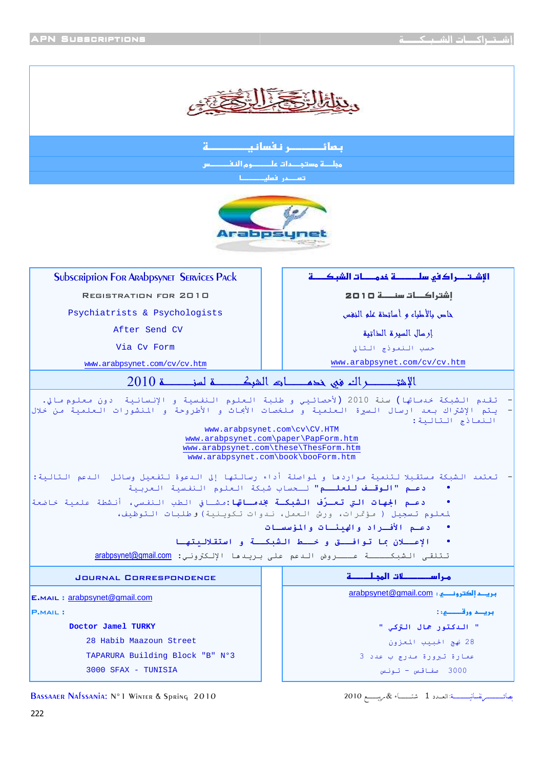بسم الله الرحمن الرحيم

## بصائـــــــر نفسانيــــــــــة

مجلـــة مستجــدات علــــــوم النفـــــس

تصـــدر فصليــــــا

Arabpsynet

| Subscription For Arabpsynet Services Pack | الإشــــتراك في سلـــــــة خدمـــات الشبكـــــة |
|---|---|
| Registration for 2010 | إشتراكـــات سنـــــة 2010 |
| Psychiatrists & Psychologists | خاص بالأطباء و أساتذة علم النفس |
| After Send CV | إرسال السيرة الذاتية |
| Via Cv Form | حسب النموذج التالي |
| www.arabpsynet.com/cv/cv.htm | www.arabpsynet.com/cv/cv.htm |

## الإشتـــــــــراك في خدمـــــات الشبكــــــــة لسنــــــة 2010

- تقدم الشبكة خدماتها ( لأحصائيي و طلبة العلوم النفسية و الإنسانية دون معلوم مالي.
- يتم الإشتراك بعد ارسال السيرة العلمية و ملخصات الأبحاث و الأطروحة و المنشورات العلمية من خلال النماذج التالية:

www.arabpsynet.com\cv\CV.HTM
www.arabpsynet.com\paper\PapForm.htm
www.arabpsynet.com\these\ThesForm.htm
www.arabpsynet.com\book\booForm.htm

- تعتمد الشبكة مستقبلا لتنمية مواردها و لمواصلة أداء رسالتها إلى الدعوة لتفعيل وسائل الدعم التالية:
  - دعـم "الـوقـف للعلـــم" لــحساب شبكة العلوم النفسية العربية
  - دعـم الجهات التي تعـرّف الشبكـة بخدمـاتها:مشافي الطب النفسي، أنشطة علمية خاضعة لمعلوم تسجيل ( مؤتمرات، ورش العمل، ندوات تكوينية) و طلبات التوظيف،
  - دعـم الأفـراد و الهيئـات و المؤسسات
  - الإعـلان بما تـوافـق و خـط الشبكـة و استقلاليتها

تتلقى الشبكــــة عـــــروض الدعم على بريدها الإلكتروني: arabpsynet@gmail.com

| Journal Correspondence | مراســـلات المجلـــة |
|---|---|
| E.mail : arabpsynet@gmail.com | بريـد إلكترونـي : arabpsynet@gmail.com |
| P.mail : | بريـد ورقــي : |
| **Doctor Jamel TURKY** | " الدكتور جمال التركي " |
| 28 Habib Maazoun Street | 28 نهج الحبيب المعزون |
| TAPARURA Building Block "B" N°3 | عمارة تيبرورة مدرج ب عدد 3 |
| 3000 SFAX - TUNISIA | 3000 صفاقس - تونس |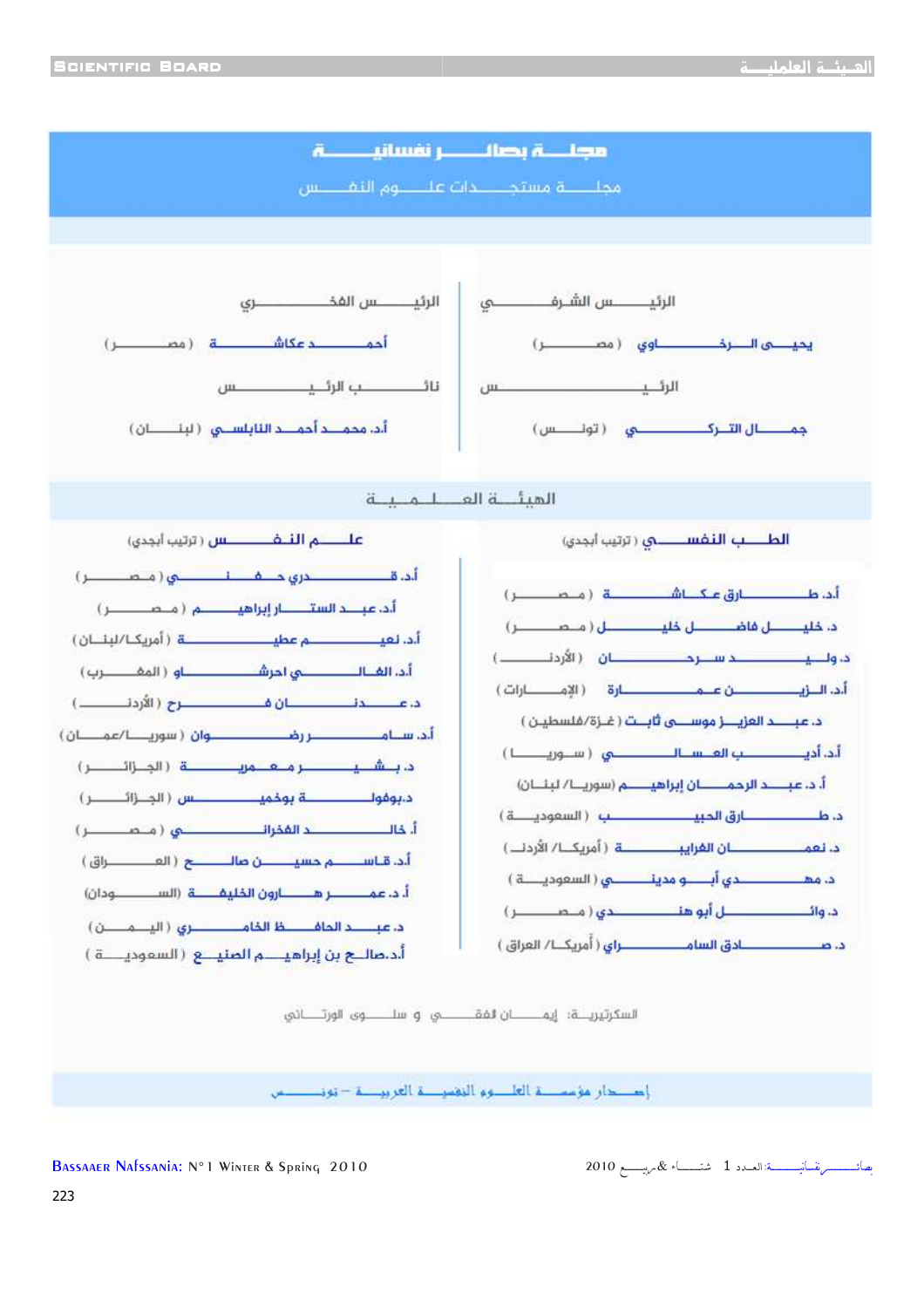# مجلة بصائر نفسانية

## مجلة مستجدات علوم النفس

**الرئيس الشرفي**

يحيى الرخاوي (مصر)

**الرئيس**

جمال التركي (تونس)

**الرئيس الفخري**

أحمد عكاشة (مصر)

**نائب الرئيس**

أ.د محمد أحمد النابلسي (لبنان)

## الهيئة العلمية

### الطب النفسي (ترتيب أبجدي)

- أ.د. طارق عكاشة (مصر)
- د. خليل فاضل خليل (مصر)
- د. وليد سرحان (الأردن)
- أ.د. الزين عمارة (الإمارات)
- د. عبد العزيز موسى ثابت (غزة/فلسطين)
- أ.د. أديب العسال (سوريا)
- أ. د. عبد الرحمن إبراهيم (سوريا/لبنان)
- د. طارق الحبيب (السعودية)
- د. نعمان الغرايبة (أمريكا/الأردن)
- د. مهدي أبو مدينة (السعودية)
- د. وائل أبو هندي (مصر)
- د. صادق السامرائي (أمريكا/العراق)

### علم النفس (ترتيب أبجدي)

- أ.د. قدري حفني (مصر)
- أ.د. عبد الستار إبراهيم (مصر)
- أ.د. نعيم عطية (أمريكا/لبنان)
- أ.د. الغالي احرشاو (المغرب)
- د. عدنان فرح (الأردن)
- أ.د. سامر رضوان (سوريا/عمان)
- د. بشير معمرية (الجزائر)
- د. بوفولة بوخميس (الجزائر)
- أ. الخالد الفخراني (مصر)
- أ.د. قاسم حسين صالح (العراق)
- أ. د. معمر الخليل نوار (السودان)
- د. عبد الحافظ الخامري (اليمن)
- أ.د. صالح بن إبراهيم الصنيع (السعودية)

السكرتيرة: إيمان الفقي و سلوى الورتاني

إصدار مؤسسة العلوم النفسية العربية – تونس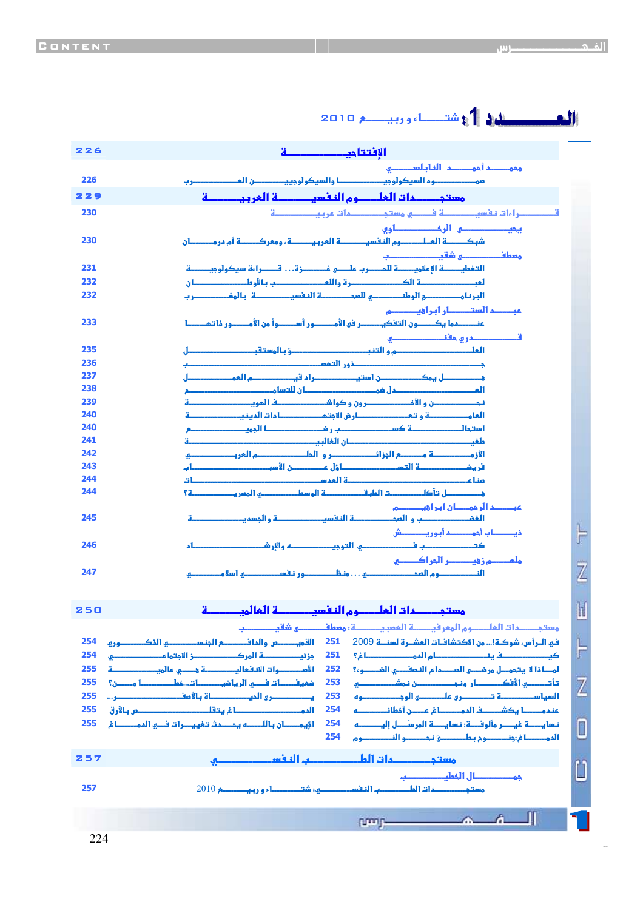# العـــــدد 1: شتـــــاء وربيــــــع 2010

| | |
|---|---|
| **الإفتتاحيـــــــــــــة** | **226** |
| محمـــد أحمـــد النابلســـــي | |
| صمـــــت السيكولوجيـــــا والسيكولوجيــــــين العـــــربي | 226 |
| **مستجـــدات العلـــوم النفسيـــة العربيــــة** | **229** |
| قـــــراءات نفسيــــة فـــي مستجـــدات عربيــــة | 230 |
| يحيـــى الرخـــاوي | |
| شبكـــة العلـــوم النفسيـــة العربيــــة، ومعركــة أم درمـــان | 230 |
| مصطفــى شقيـــب | |
| التغطيــة الإعلاميــة للحـــرب علـــى غــزة ... قــراءة سيكولوجيـــة | 231 |
| لعبـــة الكـــرة واللـــعب بالأوطـــان | 232 |
| البرنامـج الوطنـي للصحـة النفسيـة بالمغـــرب | 232 |
| عبـــد الستـــار ابراهيـــم | |
| عنـدما يكـون التفكيـــر في الأمـــور أســوأ من الأمـــور ذاتهـــا | 233 |
| قـــدوري حفنـــي | |
| العلـــم والتنبـــؤ بالمستقبـــل | 235 |
| جـــذور التعصـــب | 236 |
| هـــل يمكـــن استنســـاخ قـــادة العمـــل | 237 |
| العـــنف ضــد النســـاء | 238 |
| نحـــن والآخـــر وكوشـــنر وأزمـــة الهويـــة | 239 |
| العالميـــة وتحـــديات العلـــوم الاجتماعيـــة وتحـــديات الديناميـــة | 240 |
| استجابـــة سكـــة تربـــوي ضد الجمهـــور | 240 |
| تطفيـــف الغالبيـــة | 241 |
| الأزمـــة الاقتصاديـــة العالميـــة والحـــل العربـــي | 242 |
| فريـــق التـــداول مـــع الأسبـــاب | 243 |
| منـــاخ الســـعادات | 244 |
| هـــل تأكـــلت الطبقـــة الوسطـــى المصريـــة؟ | 244 |
| عبـــد الرحمـــن ابراهيـــم | |
| الغضـــب والصحـــة النفسيـــة والجسديـــة | 245 |
| ذيـــاب أحمـــد أبوريـــش | |
| كتـــب فـــي التوجيـــه والإرشـــاد | 246 |
| ملهـــم زهيـــر الراكـــي | |
| النـــوم الصـــحي ... منظـــور نفســـي اسلامـــي | 247 |
| **مستجـــدات العلـــوم النفسيـــة العالميـــة** | **250** |
| مستجـــدات العلـــوم المعرفيـــة العصبيـــة: مصطفـــى شقيـــب | |

| | | | |
|---|---|---|---|
| في الـرأس، شوكـة !... من الاكتشافات العشرة لسنة 2009 | 251 | القيمـــة والدافـــع الجنســـي الذكـــوري | 254 |
| كيـــف يتبـــدل الدمـــاغ؟ | 251 | جزيئـــة المرأة والمركـــز الاجتماعـــي | 254 |
| لمـاذا لا يتحمـل الصـــم بعـــدم النصـــح عـــن الضـــوء؟ | 252 | الأصـــوات الانفعاليـــة هـــي عالمـــية | 255 |
| تأثـــير الأكفـــار ودون التمنـــين | 253 | ضعيفـــات فـــي الرياضيـــات... خطـــأ مـــن؟ | 255 |
| السياســـة تؤثـــر علـــى الوجـــود | 253 | يـــري الجمـــوي بالأطفـــال ... | 255 |
| عندمـــا يكشـــف الدمـــاغ عـــن أخطائـــه | 254 | المدمـــاغ يتقلـــص بالأور | 255 |
| نسانيـــة غيـــر مألوفـــة: نسانيـــة المرسَـــل إليـــه | 254 | الإيمـــان بالله يحـــدث تغييـــرات فـــي الدمـــاغ | 255 |
| الدمـــاغ: طبـــم تنـــوم والنـــوم | 254 | | |

| | |
|---|---|
| **مستجـــدات الطـــب النفســـي** | **257** |
| جمـــال الخطيـــب | |
| مستجـــدات الطـــب النفســـي: شتـــاء وربيـــع 2010 | 257 |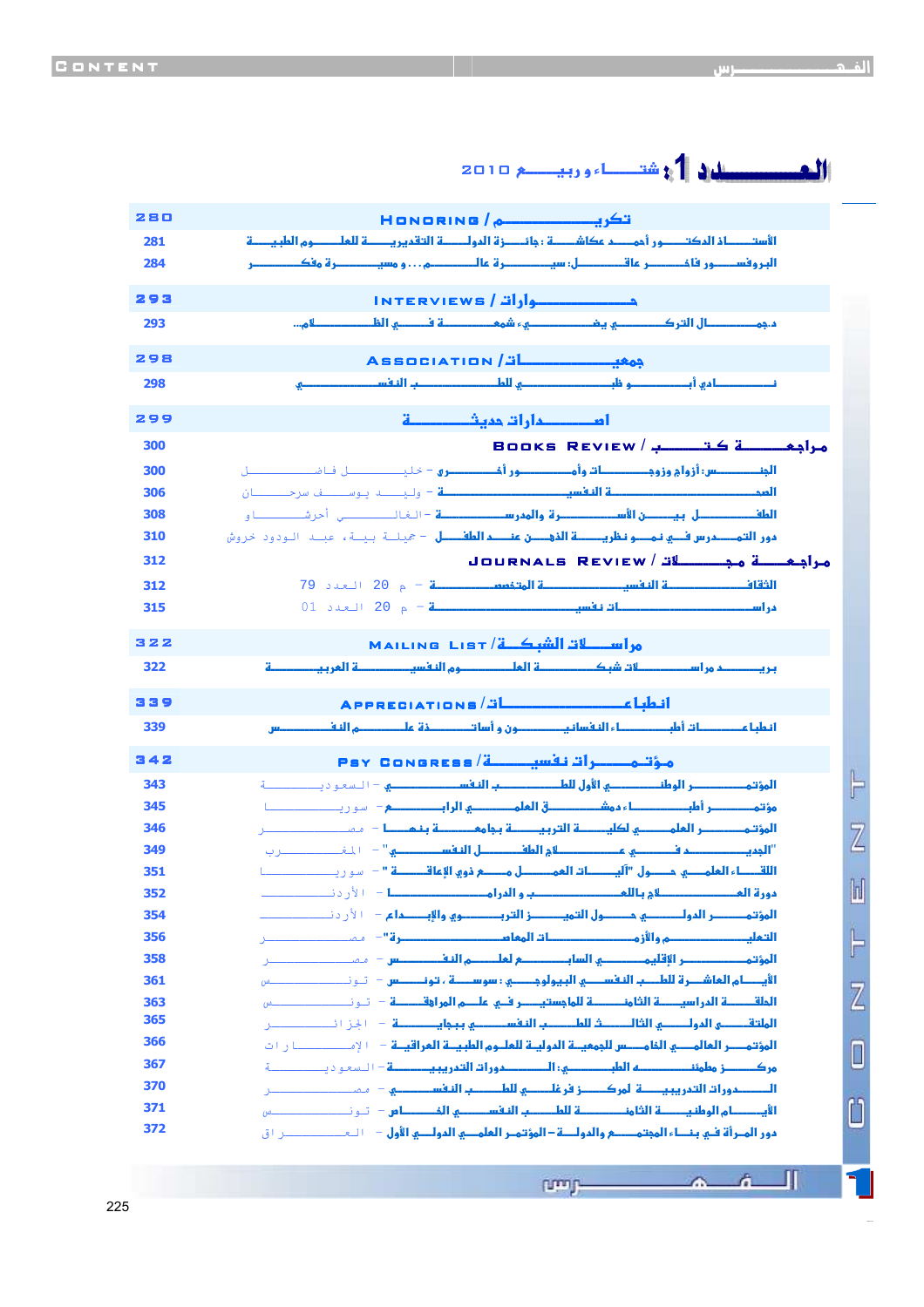# العــــــدد 1: شتـــــاء وربيـــــع 2010

| | |
|---|---|
| **280** | **Honoring / تكريـــــم** |
| 281 | الأستـاذ الدكتور أحمد عكاشة: جائزة الدولة التقديرية للعلوم الطبية |
| 284 | البروفسور فاخر عاقل: سيرة العالم... ومسيرة مفكر |
| **293** | **Interviews / حـــــوارات** |
| 293 | د.جمال التركي يضيء شمعة في الظلام... |
| **298** | **Association / جمعيـــات** |
| 298 | نادي أبوظبي للطب النفسي |
| **299** | **اصـــدارات جديـــدة** |
| 300 | **Books Review / مراجعـة كتـب** |
| 300 | الجنس: أزواج وزوجات وأمور أخرى - خليل فاضل |
| 306 | الصحة النفسية - وليد يوسف سرحان |
| 308 | الطفل بين الأسرة والمدرسة - الغالي أحرشاو |
| 310 | دور التمدرس في نمو نظرية الذهن عند الطفل - جميلة بية، عبد الودود خروش |
| 312 | **Journals Review / مراجعـة مجـلات** |
| 312 | الثقافة النفسية المتخصصة - م 20 العدد 79 |
| 315 | دراسات نفسية - م 20 العدد 01 |
| **322** | **Mailing List / مراسلات الشبكة** |
| 322 | بريد مراسلات شبكة العلوم النفسية العربية |
| **339** | **Appreciations / انطباعـــات** |
| 339 | انطباعات أطباء النفسانيين وأساتذة علم النفس |
| **342** | **Psy Congress / مؤتمـــرات نفسيـــة** |
| 343 | المؤتمر الوطني الأول للطب النفسي - السعودية |
| 345 | مؤتمر أطباء دمشق العلمي الرابع: سورية |
| 346 | المؤتمر العلمي لكلية التربية بجامعة بنها - مصر |
| 349 | "الجديد في علاج الطفل النفسي" - القاهرة |
| 351 | اللقاء العلمي حول "آليات العمل مع ذوي الإعاقة" - سورية |
| 352 | دورة العلاج بالطب والدراما - الأردن |
| 354 | المؤتمر الدولي حول التميز التربوي والإبداع - الأردن |
| 356 | التعليم والأزمات المعاصرة" - مصر |
| 358 | المؤتمر الإقليمي السابع لعلم النفس - مصر |
| 361 | الأيام العاشرة للطب النفسي البيولوجي: سوسة، تونس - تونس |
| 363 | الحلقة الدراسية الثامنة للماجستير في علم المراهقة - تونس |
| 365 | الملتقى الدولي الثالث للطب النفسي ببجاية - الجزائر |
| 366 | المؤتمر العالمي الخامس للجمعية الدولية للعلوم الطبية العراقية - الإمارات |
| 367 | مركز مطمئنة الطبي: الدورات التدريبية - السعودية |
| 370 | الدورات التدريبية لمركز فرغلي للطب النفسي - مصر |
| 371 | الأيام الوطنية الثامنة للطب النفسي الشامل - تونس |
| 372 | دور المرأة في بناء المجتمع والدولة - المؤتمر العلمي الدولي الأول - العراق |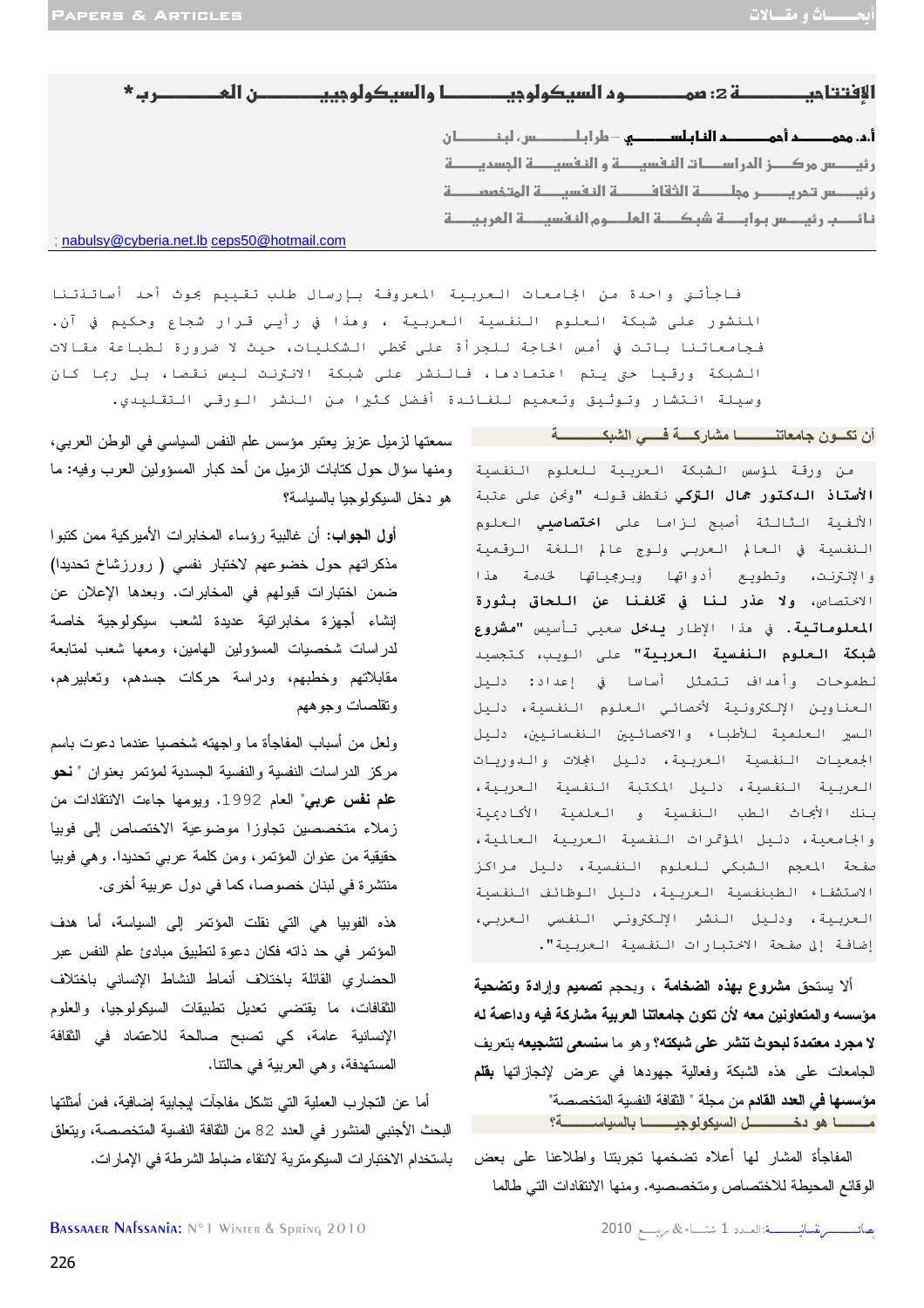# الإفتتاحية 2: صمود السيكولوجيا والسيكولوجيين العرب*

**أ.د. محمد أحمد النابلسي** – طرابلس، لبنان
رئيس مركز الدراسات النفسية و النفسية الجسدية
رئيس تحرير مجلة الثقافة النفسية المتخصصة
نائب رئيس بوابة شبكة العلوم النفسية العربية

; nabulsy@cyberia.net.lb ceps50@hotmail.com

فاجأتي واحدة من الجامعات العربية المعروفة بإرسال طلب تقييم بحوث أحد أساتذتنا المنشور على شبكة العلوم النفسية العربية ، وهذا في رأيي قرار شجاع وحكيم في آن. فجامعاتنا باتت في أمس الحاجة للجرأة على تخطي الشكليات، حيث لا ضرورة لطباعة مقالات الشبكة ورقيا حتى يتم اعتمادها، فالنشر على شبكة الانترنت ليس نقصا، بل ربما كان وسيلة انتشار وتوثيق وتعميم للفائدة أفضل كثيرا من النشر الورقي التقليدي.

## أن تكون جامعاتنا مشاركة في الشبكة

من ورقة لمؤسس الشبكة العربية للعلوم النفسية **الأستاذ الدكتور جمال التركي** نقطف قوله "ونحن على عتبة الألفية الثالثة أصبح لزاما على **اختصاصيي** العلوم النفسية في العالم العربي ولوج عالم اللغة الرقمية والإنترنت، وتطويع أدواتها وبرمجياتها لخدمة هذا الاختصاص، **ولا عذر لنا في تخلفنا عن اللحاق بثورة المعلوماتية**. في هذا الإطار **يدخل** سعيي تأسيس **"مشروع شبكة العلوم النفسية العربية"** على الويب، كتجسيد لطموحات وأهداف تتمثل أساسا في إعداد: دليل العناوين الإلكترونية لأخصائيي العلوم النفسية، دليل السير العلمية للأطباء والاخصائيين النفسانيين، دليل الجمعيات النفسية العربية، دليل المجلات والدوريات العربية النفسية، دليل المكتبة النفسية العربية، بنك الأبحاث الطب النفسية و العلمية الأكاديمية والجامعية، دليل المؤتمرات النفسية العربية العالمية، صفحة المعجم الشبكي للعلوم النفسية، دليل مراكز الاستشفاء الطبنفسية العربية، دليل الوظائف النفسية العربية، ودليل النشر الإلكتروني النفسي العربي، إضافة إلى صفحة الاختبارات النفسية العربية".

**ألا يستحق مشروع بهذه الضخامة** ، وبحجم **تصميم وإرادة وتضحية مؤسسه والمتعاونين معه لأن تكون جامعاتنا العربية مشاركة فيه وداعمة له لا مجرد معتمدة لبحوث تنشر على شبكته؟** وهو ما **سنسعى لتشجيعه** بتعريف الجامعات على هذه الشبكة وفعالية جهودها في عرض لإنجازاتها **بقلم مؤسسها في العدد القادم** من مجلة " الثقافة النفسية المتخصصة"

## ما هو دخل السيكولوجيا بالسياسة؟

المفاجأة المشار لها أعلاه تضخمها تجربتنا واطلاعنا على بعض الوقائع المحيطة للاختصاص ومتخصصيه. ومنها الانتقادات التي طالما سمعتها لزميل عزيز يعتبر مؤسس علم النفس السياسي في الوطن العربي، ومنها سؤال حول كتابات الزميل من أحد كبار المسؤولين العرب وفيه: ما هو دخل السيكولوجيا بالسياسة؟

**أول الجواب:** أن غالبية رؤساء المخابرات الأميركية ممن كتبوا مذكراتهم حول خضوعهم لاختبار نفسي ( رورزشاخ تحديدا) ضمن اختبارات قبولهم في المخابرات. وبعدها الإعلان عن إنشاء أجهزة مخابراتية عديدة لشعب سيكولوجية خاصة لدراسات شخصيات المسؤولين الهامين، ومعها شعب لمتابعة مقابلاتهم وخطبهم، ودراسة حركات جسدهم، وتعابيرهم، وتقلصات وجوههم

ولعل من أسباب المفاجأة ما واجهته شخصيا عندما دعوت باسم مركز الدراسات النفسية والنفسية الجسدية لمؤتمر بعنوان " **نحو علم نفس عربي**" العام 1992. ويومها جاءت الانتقادات من زملاء متخصصين تجاوزا موضوعية الاختصاص إلى فوبيا حقيقية من عنوان المؤتمر، ومن كلمة عربي تحديدا. وهي فوبيا منتشرة في لبنان خصوصا، كما في دول عربية أخرى.

هذه الفوبيا هي التي نقلت المؤتمر إلى السياسة، أما هدف المؤتمر في حد ذاته فكان دعوة لتطبيق مبادئ علم النفس عبر الحضاري القائلة باختلاف أنماط النشاط الإنساني باختلاف الثقافات، ما يقتضي تعديل تطبيقات السيكولوجيا، والعلوم الإنسانية عامة، كي تصبح صالحة للاعتماد في الثقافة المستهدفة، وهي العربية في حالتنا.

أما عن التجارب العملية التي تشكل مفاجآت إيجابية إضافية، فمن أمثلتها البحث الأجنبي المنشور في العدد 82 من الثقافة النفسية المتخصصة، ويتعلق باستخدام الاختبارات السيكومترية لانتقاء ضباط الشرطة في الإمارات.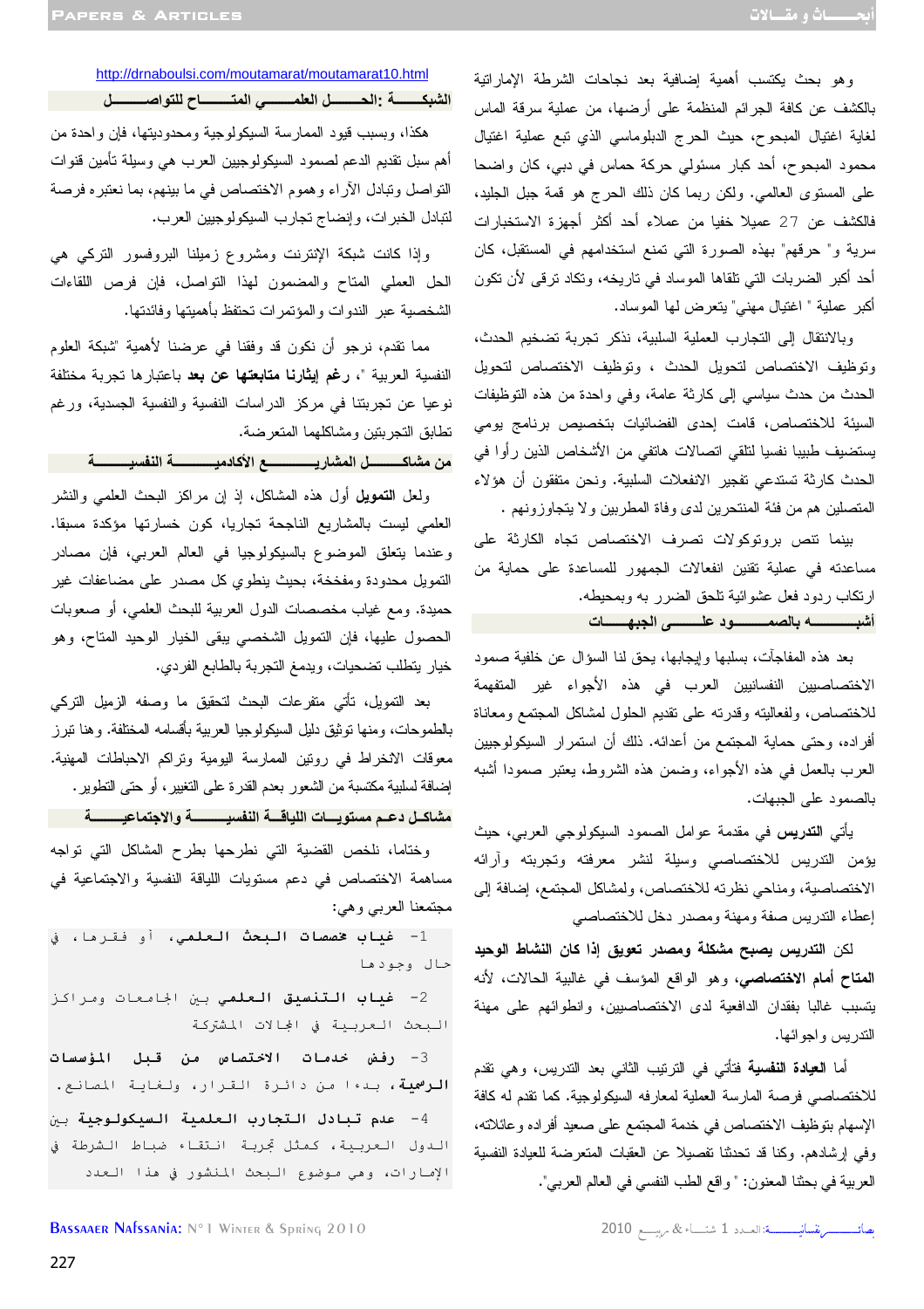وهو بحث يكتسب أهمية إضافية بعد نجاحات الشرطة الإماراتية بالكشف عن كافة الجرائم المنظمة على أرضها، من عملية سرقة الماس لغاية اغتيال المبحوح، حيث الحرج الدبلوماسي الذي تبع عملية اغتيال محمود المبحوح، أحد كبار مسئولي حركة حماس في دبي، كان واضحا على المستوى العالمي. ولكن ربما كان ذلك الحرج هو قمة جبل الجليد، فالكشف عن 27 عميلا خفيا من عملاء أحد أكثر أجهزة الاستخبارات سرية و" حرقهم" بهذه الصورة التي تمنع استخدامهم في المستقبل، كان أحد أكبر الضربات التي تلقاها الموساد في تاريخه، وتكاد ترقى لأن تكون أكبر عملية " اغتيال مهني" يتعرض لها الموساد.

وبالانتقال إلى التجارب العملية السلبية، نذكر تجربة تضخيم الحدث، وتوظيف الاختصاص لتحويل الحدث ، وتوظيف الاختصاص لتحويل الحدث من حدث سياسي إلى كارثة عامة، وفي واحدة من هذه التوظيفات السيئة للاختصاص، قامت إحدى الفضائيات بتخصيص برنامج يومي يستضيف طبيبا نفسيا لتلقي اتصالات هاتفي من الأشخاص الذين رأوا في الحدث كارثة تستدعي تفجير الانفعالات السلبية. ونحن متفقون أن هؤلاء المتصلين هم من فئة المنتحرين لدى وفاة المطربين ولا يتجاوزونهم .

بينما تنص بروتوكولات تصرف الاختصاص تجاه الكارثة على مساعدته في عملية تقنين انفعالات الجمهور للمساعدة على حماية من ارتكاب ردود فعل عشوائية تلحق الضرر به وبمحيطه.

### أشبـــــــــه بالصمــــــود علــــــى الجبهــــــات

بعد هذه المفاجآت، بسلبها وإيجابها، يحق لنا السؤال عن خلفية صمود الاختصاصيين النفسانيين العرب في هذه الأجواء غير المتفهمة للاختصاص، ولفعاليته وقدرته على تقديم الحلول لمشاكل المجتمع ومعاناة أفراده، وحتى حماية المجتمع من أعدائه. ذلك أن استمرار السيكولوجيين العرب بالعمل في هذه الأجواء، وضمن هذه الشروط، يعتبر صمودا أشبه بالصمود على الجبهات.

يأتي **التدريس** في مقدمة عوامل الصمود السيكولوجي العربي، حيث يؤمن التدريس للاختصاصي وسيلة لنشر معرفته وتجربته وآرائه الاختصاصية، ومناحي نظرته للاختصاص، ولمشاكل المجتمع، إضافة إلى إعطاء التدريس صفة ومهنة ومصدر دخل للاختصاصي

لكن **التدريس يصبح مشكلة ومصدر تعويق إذا كان النشاط الوحيد المتاح أمام الاختصاصي**، وهو الواقع المؤسف في غالبية الحالات، لأنه يتسبب غالبا بفقدان الدافعية لدى الاختصاصيين، وانطوائهم على مهنة التدريس وأجوائها.

أما **العيادة النفسية** فتأتي في الترتيب الثاني بعد التدريس، وهي تقدم للاختصاصي فرصة الممارسة العملية لمعارفه السيكولوجية. كما تقدم له كافة الإسهام بتوظيف الاختصاص في خدمة المجتمع على صعيد أفراده وعائلاته، وفي إرشادهم. وكنا قد تحدثنا تفصيلا عن العقبات المتعرضة للعيادة النفسية العربية في بحثنا المعنون: " واقع الطب النفسي في العالم العربي".

http://drnaboulsi.com/moutamarat/moutamarat10.html

### الشبكـــــة :الحــــــل العلمـــــي المتــــــاح للتواصـــــل

هكذا، وبسبب قيود الممارسة السيكولوجية ومحدوديتها، فإن واحدة من أهم سبل تقديم الدعم لصمود السيكولوجيين العرب هي وسيلة تأمين قنوات التواصل وتبادل الآراء وهموم الاختصاص في ما بينهم، بما نعتبره فرصة لتبادل الخبرات، وإنضاج تجارب السيكولوجيين العرب.

وإذا كانت شبكة الإنترنت ومشروع زميلنا البروفسور التركي هي الحل العملي المتاح والمضمون لهذا التواصل، فإن فرص اللقاءات الشخصية عبر الندوات والمؤتمرات تحتفظ بأهميتها وفائدتها.

مما تقدم، نرجو أن نكون قد وفقنا في عرضنا لأهمية "شبكة العلوم النفسية العربية "، **رغم إيثارنا متابعتها عن بعد** باعتبارها تجربة مختلفة نوعيا عن تجربتنا في مركز الدراسات النفسية والنفسية الجسدية، ورغم تطابق التجربتين ومشاكلهما المتعرضة.

### من مشاكــــــل المشاريــــــــع الأكاديمـــــــــية النفسيـــــــة

ولعل **التمويل** أول هذه المشاكل، إذ إن مراكز البحث العلمي والنشر العلمي ليست بالمشاريع الناجحة تجاريا، كون خسارتها مؤكدة مسبقا. وعندما يتعلق الموضوع بالسيكولوجيا في العالم العربي، فإن مصادر التمويل محدودة ومفخخة، بحيث ينطوي كل مصدر على مضاعفات غير حميدة. ومع غياب مخصصات الدول العربية للبحث العلمي، أو صعوبات الحصول عليها، فإن التمويل الشخصي يبقى الخيار الوحيد المتاح، وهو خيار يتطلب تضحيات، ويدمغ التجربة بالطابع الفردي.

بعد التمويل، تأتي متفرعات البحث لتحقيق ما وصفه الزميل التركي بالطموحات، ومنها توثيق دليل السيكولوجيا العربية بأقسامه المختلفة. وهنا تبرز معوقات الانخراط في روتين الممارسة اليومية وتراكم الاحباطات المهنية. إضافة لسلبية مكتسبة من الشعور بعدم القدرة على التغيير، أو حتى التطوير.

### مشاكـل دعـم مستويـــات اللياقـــة النفسيــــــة والاجتماعيــــــة

وختاما، نلخص القضية التي نطرحها بطرح المشاكل التي تواجه مساهمة الاختصاص في دعم مستويات اللياقة النفسية والاجتماعية في مجتمعنا العربي وهي:

1- غياب **مخصصات البحث العلمي**، أو فقرها، في حال وجودها

2- غياب **التنسيق العلمي** بين الجامعات ومراكز البحث العربية في المجالات المشتركة

3- رفض خدمات الاختصاص من قبل **المؤسسات الرسمية**، بدءا من دائرة القرار، ولغاية المصانع.

4- عدم **تبادل التجارب العلمية السيكولوجية** بين الدول العربية، كمثل تجربة انتقاء ضباط الشرطة في الإمارات، وهي موضوع البحث المنشور في هذا العدد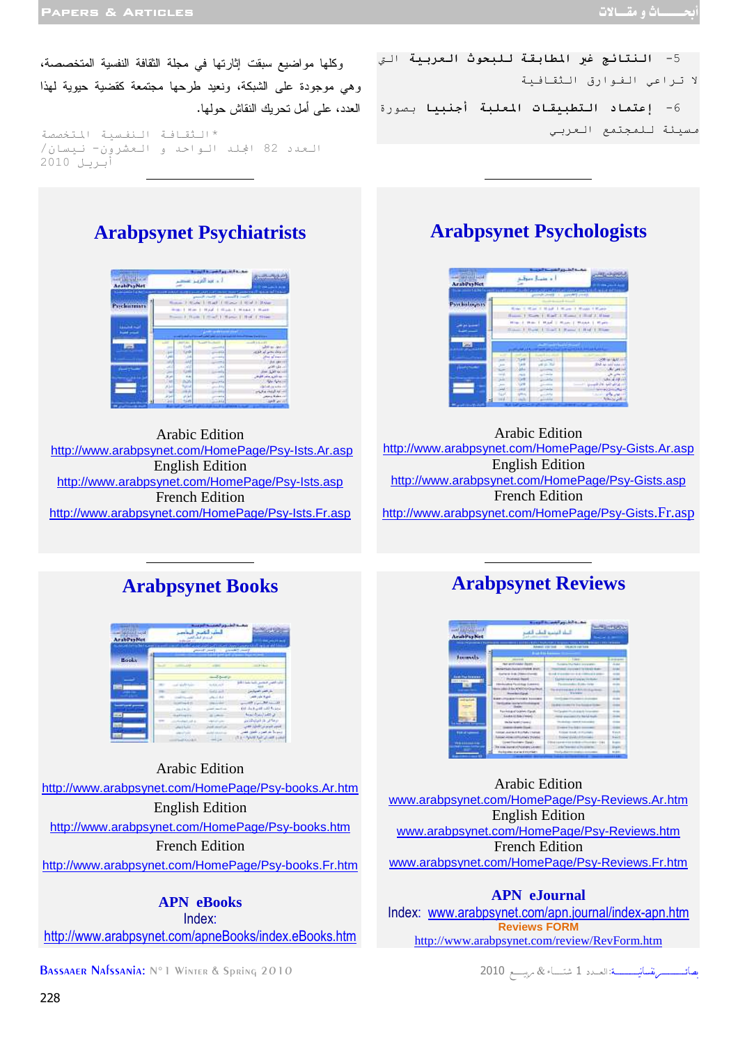5- النتائج غير المطابقة للبحوث العربية التي لا تراعي الفوارق الثقافية

6- إعتماد التطبيقات المعلنة أجنبيا بصورة مسيئة للمجتمع العربي

وكلها مواضيع سبقت إثارتها في مجلة الثقافة النفسية المتخصصة، وهي موجودة على الشبكة، ونعيد طرحها مجتمعة كقضية حيوية لهذا العدد، على أمل تحريك النقاش حولها.

*الثقافة النفسية المتخصصة العدد 82 المجلد الواحد و العشرون- نيسان/ أبريل 2010

---

## Arabpsynet Psychologists

Arabic Edition
http://www.arabpsynet.com/HomePage/Psy-Gists.Ar.asp
English Edition
http://www.arabpsynet.com/HomePage/Psy-Gists.asp
French Edition
http://www.arabpsynet.com/HomePage/Psy-Gists.Fr.asp

## Arabpsynet Psychiatrists

Arabic Edition
http://www.arabpsynet.com/HomePage/Psy-Ists.Ar.asp
English Edition
http://www.arabpsynet.com/HomePage/Psy-Ists.asp
French Edition
http://www.arabpsynet.com/HomePage/Psy-Ists.Fr.asp

## Arabpsynet Reviews

Arabic Edition
www.arabpsynet.com/HomePage/Psy-Reviews.Ar.htm
English Edition
www.arabpsynet.com/HomePage/Psy-Reviews.htm
French Edition
www.arabpsynet.com/HomePage/Psy-Reviews.Fr.htm

### APN eJournal

Index: www.arabpsynet.com/apn.journal/index-apn.htm
Reviews FORM
http://www.arabpsynet.com/review/RevForm.htm

## Arabpsynet Books

Arabic Edition
http://www.arabpsynet.com/HomePage/Psy-books.Ar.htm
English Edition
http://www.arabpsynet.com/HomePage/Psy-books.htm
French Edition
http://www.arabpsynet.com/HomePage/Psy-books.Fr.htm

### APN eBooks

Index:
http://www.arabpsynet.com/apneBooks/index.eBooks.htm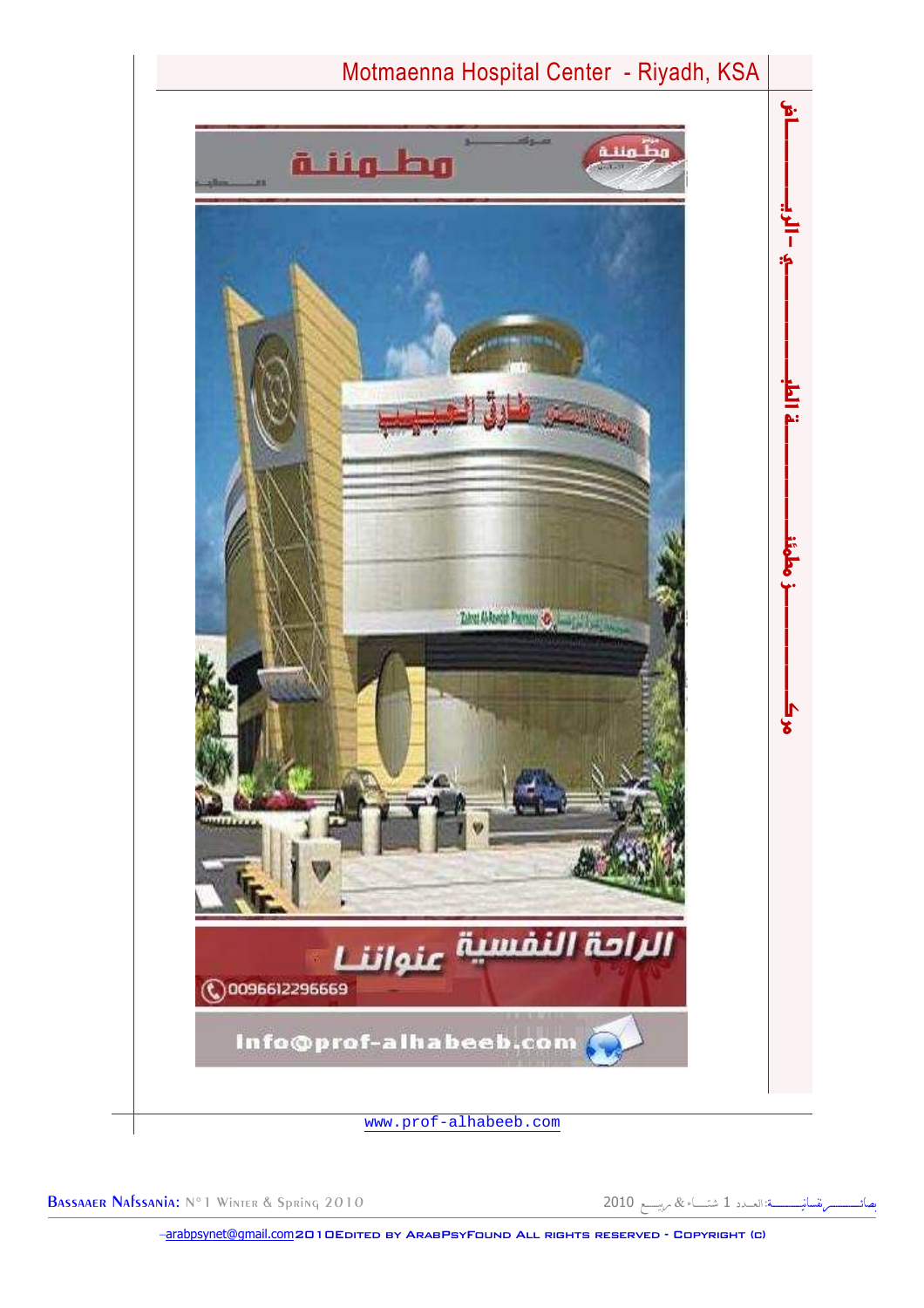# Motmaenna Hospital Center - Riyadh, KSA

مركـــــــــــــز مطمئنـــــــــــــة الطـــــــــــبي - الريــــــــــاض

مركــــــــز

مطمئنة

الراحة النفسية عنواننا

0096612296669

Info@prof-alhabeeb.com

www.prof-alhabeeb.com